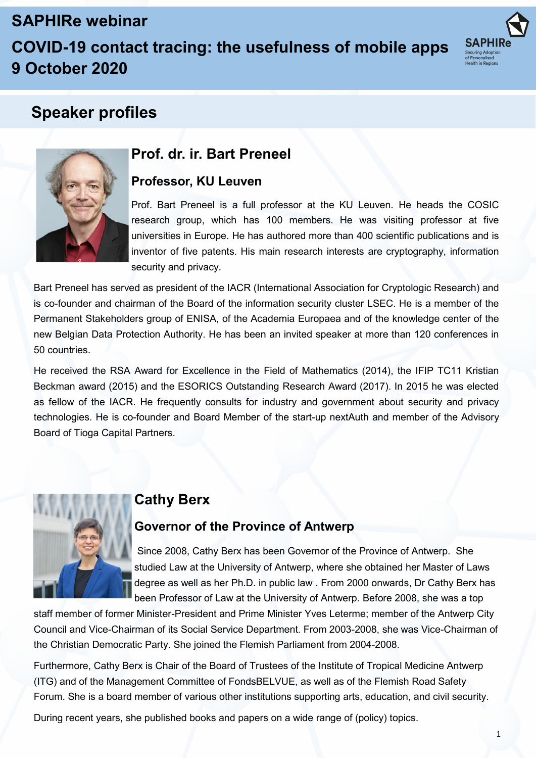# SAPHIRe webinar

# COVID-19 contact tracing: the usefulness of mobile apps

# 9 October 2020

## Speaker profiles

### Prof. dr. ir. Bart Preneel

#### Professor, KU Leuven

Prof. Bart Preneel is a full professor at the KU Leuven. He heads the COSIC research group, which has 100 members. He was visiting professor at five universities in Europe. He has authored more than 400 scientific publications and is inventor of five patents. His main research interests are cryptography, information security and privacy.

Bart Preneel has served as president of the IACR (International Association for Cryptologic Research) and is co-founder and chairman of the Board of the information security cluster LSEC. He is a member of the Permanent Stakeholders group of ENISA, of the Academia Europaea and of the knowledge center of the new Belgian Data Protection Authority. He has been an invited speaker at more than 120 conferences in 50 countries.

He received the RSA Award for Excellence in the Field of Mathematics (2014), the IFIP TC11 Kristian Beckman award (2015) and the ESORICS Outstanding Research Award (2017). In 2015 he was elected as fellow of the IACR. He frequently consults for industry and government about security and privacy technologies. He is co-founder and Board Member of the start-up nextAuth and member of the Advisory Board of Tioga Capital Partners.

### Cathy Berx

#### Governor of the Province of Antwerp

Since 2008, Cathy Berx has been Governor of the Province of Antwerp. She studied Law at the University of Antwerp, where she obtained her Master of Laws degree as well as her Ph.D. in public law . From 2000 onwards, Dr Cathy Berx has been Professor of Law at the University of Antwerp. Before 2008, she was a top staff member of former Minister-President and Prime Minister Yves Leterme; member of the Antwerp City Council and Vice-Chairman of its Social Service Department. From 2003-2008, she was Vice-Chairman of the Christian Democratic Party. She joined the Flemish Parliament from 2004-2008.

Furthermore, Cathy Berx is Chair of the Board of Trustees of the Institute of Tropical Medicine Antwerp (ITG) and of the Management Committee of FondsBELVUE, as well as of the Flemish Road Safety Forum. She is a board member of various other institutions supporting arts, education, and civil security.

During recent years, she published books and papers on a wide range of (policy) topics.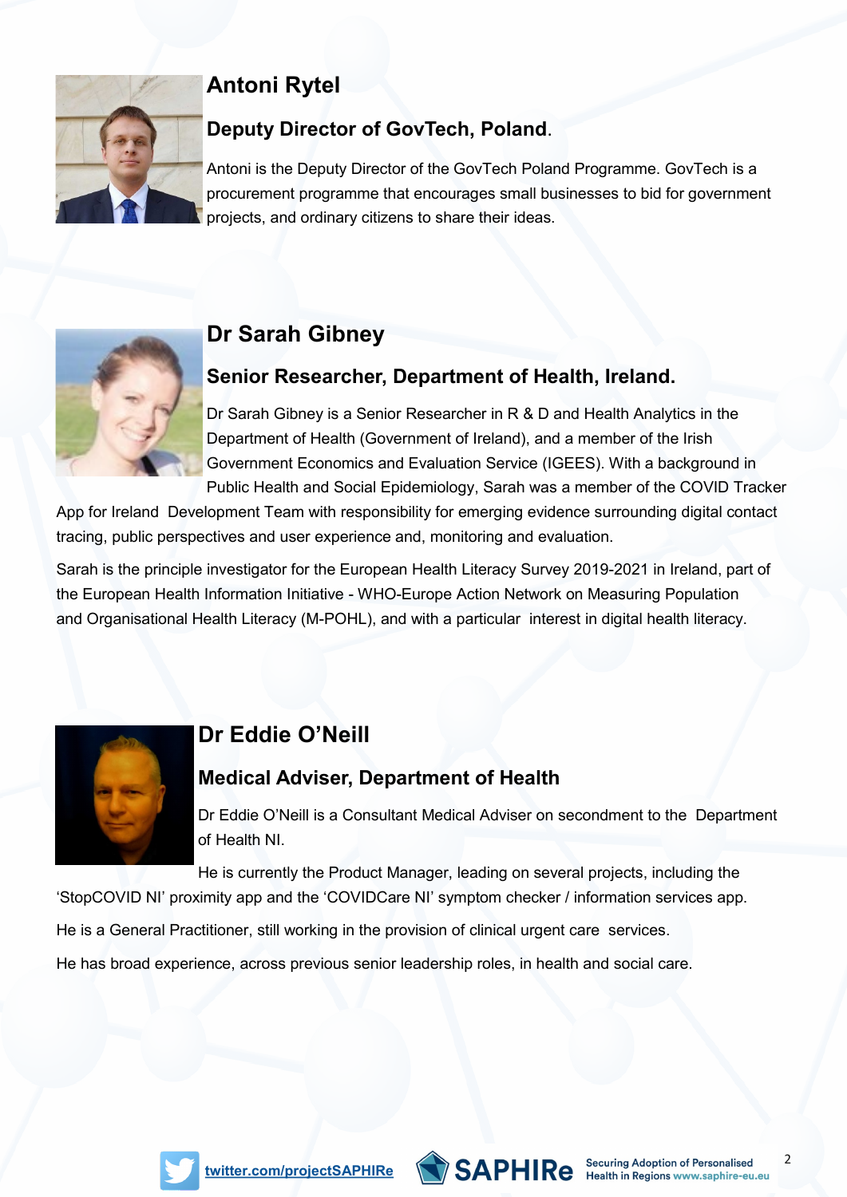## Antoni Rytel

### Deputy Director of GovTech, Poland.

Antoni is the Deputy Director of the GovTech Poland Programme. GovTech is a procurement programme that encourages small businesses to bid for government projects, and ordinary citizens to share their ideas.

## Dr Sarah Gibney

### Senior Researcher, Department of Health, Ireland.

Dr Sarah Gibney is a Senior Researcher in R & D and Health Analytics in the Department of Health (Government of Ireland), and a member of the Irish Government Economics and Evaluation Service (IGEES). With a background in Public Health and Social Epidemiology, Sarah was a member of the COVID Tracker App for Ireland Development Team with responsibility for emerging evidence surrounding digital contact tracing, public perspectives and user experience and, monitoring and evaluation.

Sarah is the principle investigator for the European Health Literacy Survey 2019-2021 in Ireland, part of the European Health Information Initiative - WHO-Europe Action Network on Measuring Population and Organisational Health Literacy (M-POHL), and with a particular interest in digital health literacy.

## Dr Eddie O'Neill

### Medical Adviser, Department of Health

Dr Eddie O'Neill is a Consultant Medical Adviser on secondment to the Department of Health NI.

He is currently the Product Manager, leading on several projects, including the 'StopCOVID NI' proximity app and the 'COVIDCare NI' symptom checker / information services app.

He is a General Practitioner, still working in the provision of clinical urgent care services.

He has broad experience, across previous senior leadership roles, in health and social care.

twitter.com/projectSAPHIRe

SAPHIRe Securing Adoption of Personalised Health in Regions www.saphire-eu.eu